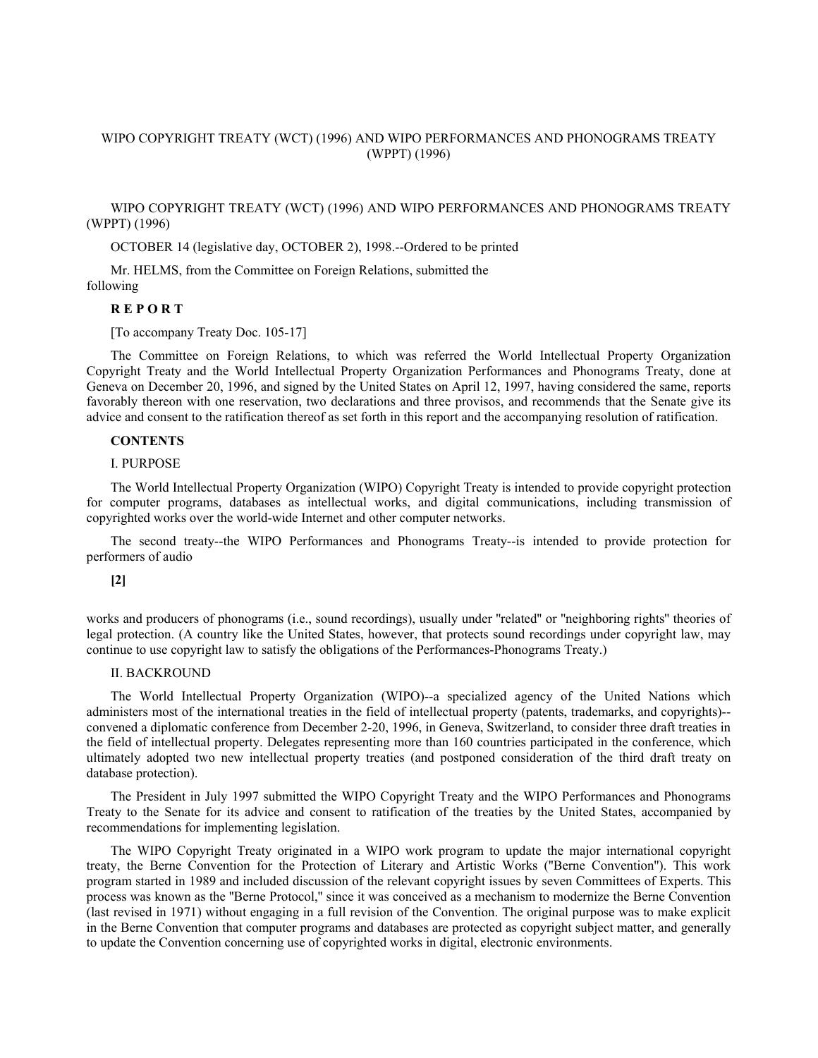# WIPO COPYRIGHT TREATY (WCT) (1996) AND WIPO PERFORMANCES AND PHONOGRAMS TREATY (WPPT) (1996)

WIPO COPYRIGHT TREATY (WCT) (1996) AND WIPO PERFORMANCES AND PHONOGRAMS TREATY (WPPT) (1996)

OCTOBER 14 (legislative day, OCTOBER 2), 1998.--Ordered to be printed

Mr. HELMS, from the Committee on Foreign Relations, submitted the following

**R E P O R T**

[To accompany Treaty Doc. 105-17]

The Committee on Foreign Relations, to which was referred the World Intellectual Property Organization Copyright Treaty and the World Intellectual Property Organization Performances and Phonograms Treaty, done at Geneva on December 20, 1996, and signed by the United States on April 12, 1997, having considered the same, reports favorably thereon with one reservation, two declarations and three provisos, and recommends that the Senate give its advice and consent to the ratification thereof as set forth in this report and the accompanying resolution of ratification.

**CONTENTS**

## I. PURPOSE

The World Intellectual Property Organization (WIPO) Copyright Treaty is intended to provide copyright protection for computer programs, databases as intellectual works, and digital communications, including transmission of copyrighted works over the world-wide Internet and other computer networks.

The second treaty--the WIPO Performances and Phonograms Treaty--is intended to provide protection for performers of audio

**[2]**

works and producers of phonograms (i.e., sound recordings), usually under "related" or "neighboring rights" theories of legal protection. (A country like the United States, however, that protects sound recordings under copyright law, may continue to use copyright law to satisfy the obligations of the Performances-Phonograms Treaty.)

## II. BACKROUND

The World Intellectual Property Organization (WIPO)--a specialized agency of the United Nations which administers most of the international treaties in the field of intellectual property (patents, trademarks, and copyrights)--convened a diplomatic conference from December 2-20, 1996, in Geneva, Switzerland, to consider three draft treaties in the field of intellectual property. Delegates representing more than 160 countries participated in the conference, which ultimately adopted two new intellectual property treaties (and postponed consideration of the third draft treaty on database protection).

The President in July 1997 submitted the WIPO Copyright Treaty and the WIPO Performances and Phonograms Treaty to the Senate for its advice and consent to ratification of the treaties by the United States, accompanied by recommendations for implementing legislation.

The WIPO Copyright Treaty originated in a WIPO work program to update the major international copyright treaty, the Berne Convention for the Protection of Literary and Artistic Works ("Berne Convention"). This work program started in 1989 and included discussion of the relevant copyright issues by seven Committees of Experts. This process was known as the "Berne Protocol," since it was conceived as a mechanism to modernize the Berne Convention (last revised in 1971) without engaging in a full revision of the Convention. The original purpose was to make explicit in the Berne Convention that computer programs and databases are protected as copyright subject matter, and generally to update the Convention concerning use of copyrighted works in digital, electronic environments.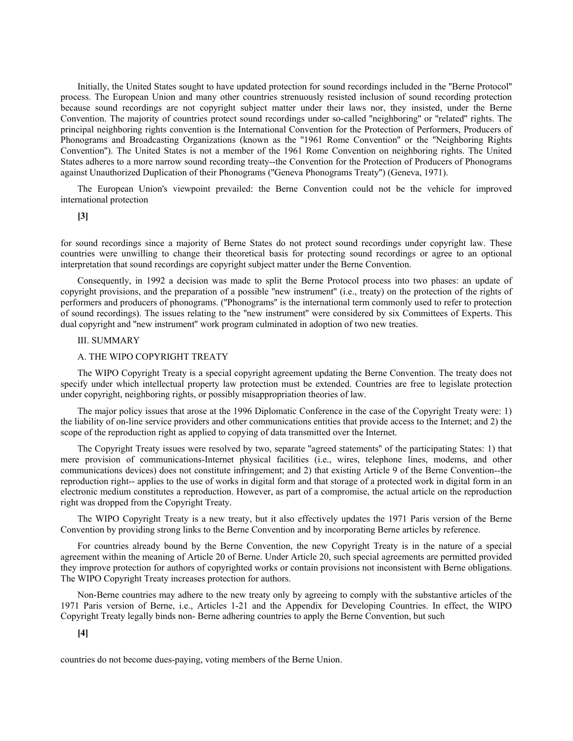Initially, the United States sought to have updated protection for sound recordings included in the "Berne Protocol" process. The European Union and many other countries strenuously resisted inclusion of sound recording protection because sound recordings are not copyright subject matter under their laws nor, they insisted, under the Berne Convention. The majority of countries protect sound recordings under so-called "neighboring" or "related" rights. The principal neighboring rights convention is the International Convention for the Protection of Performers, Producers of Phonograms and Broadcasting Organizations (known as the "1961 Rome Convention" or the "Neighboring Rights Convention"). The United States is not a member of the 1961 Rome Convention on neighboring rights. The United States adheres to a more narrow sound recording treaty--the Convention for the Protection of Producers of Phonograms against Unauthorized Duplication of their Phonograms ("Geneva Phonograms Treaty") (Geneva, 1971).

The European Union's viewpoint prevailed: the Berne Convention could not be the vehicle for improved international protection

**[3]**

for sound recordings since a majority of Berne States do not protect sound recordings under copyright law. These countries were unwilling to change their theoretical basis for protecting sound recordings or agree to an optional interpretation that sound recordings are copyright subject matter under the Berne Convention.

Consequently, in 1992 a decision was made to split the Berne Protocol process into two phases: an update of copyright provisions, and the preparation of a possible "new instrument" (i.e., treaty) on the protection of the rights of performers and producers of phonograms. ("Phonograms" is the international term commonly used to refer to protection of sound recordings). The issues relating to the "new instrument" were considered by six Committees of Experts. This dual copyright and "new instrument" work program culminated in adoption of two new treaties.

III. SUMMARY

A. THE WIPO COPYRIGHT TREATY

The WIPO Copyright Treaty is a special copyright agreement updating the Berne Convention. The treaty does not specify under which intellectual property law protection must be extended. Countries are free to legislate protection under copyright, neighboring rights, or possibly misappropriation theories of law.

The major policy issues that arose at the 1996 Diplomatic Conference in the case of the Copyright Treaty were: 1) the liability of on-line service providers and other communications entities that provide access to the Internet; and 2) the scope of the reproduction right as applied to copying of data transmitted over the Internet.

The Copyright Treaty issues were resolved by two, separate "agreed statements" of the participating States: 1) that mere provision of communications-Internet physical facilities (i.e., wires, telephone lines, modems, and other communications devices) does not constitute infringement; and 2) that existing Article 9 of the Berne Convention--the reproduction right-- applies to the use of works in digital form and that storage of a protected work in digital form in an electronic medium constitutes a reproduction. However, as part of a compromise, the actual article on the reproduction right was dropped from the Copyright Treaty.

The WIPO Copyright Treaty is a new treaty, but it also effectively updates the 1971 Paris version of the Berne Convention by providing strong links to the Berne Convention and by incorporating Berne articles by reference.

For countries already bound by the Berne Convention, the new Copyright Treaty is in the nature of a special agreement within the meaning of Article 20 of Berne. Under Article 20, such special agreements are permitted provided they improve protection for authors of copyrighted works or contain provisions not inconsistent with Berne obligations. The WIPO Copyright Treaty increases protection for authors.

Non-Berne countries may adhere to the new treaty only by agreeing to comply with the substantive articles of the 1971 Paris version of Berne, i.e., Articles 1-21 and the Appendix for Developing Countries. In effect, the WIPO Copyright Treaty legally binds non- Berne adhering countries to apply the Berne Convention, but such

**[4]**

countries do not become dues-paying, voting members of the Berne Union.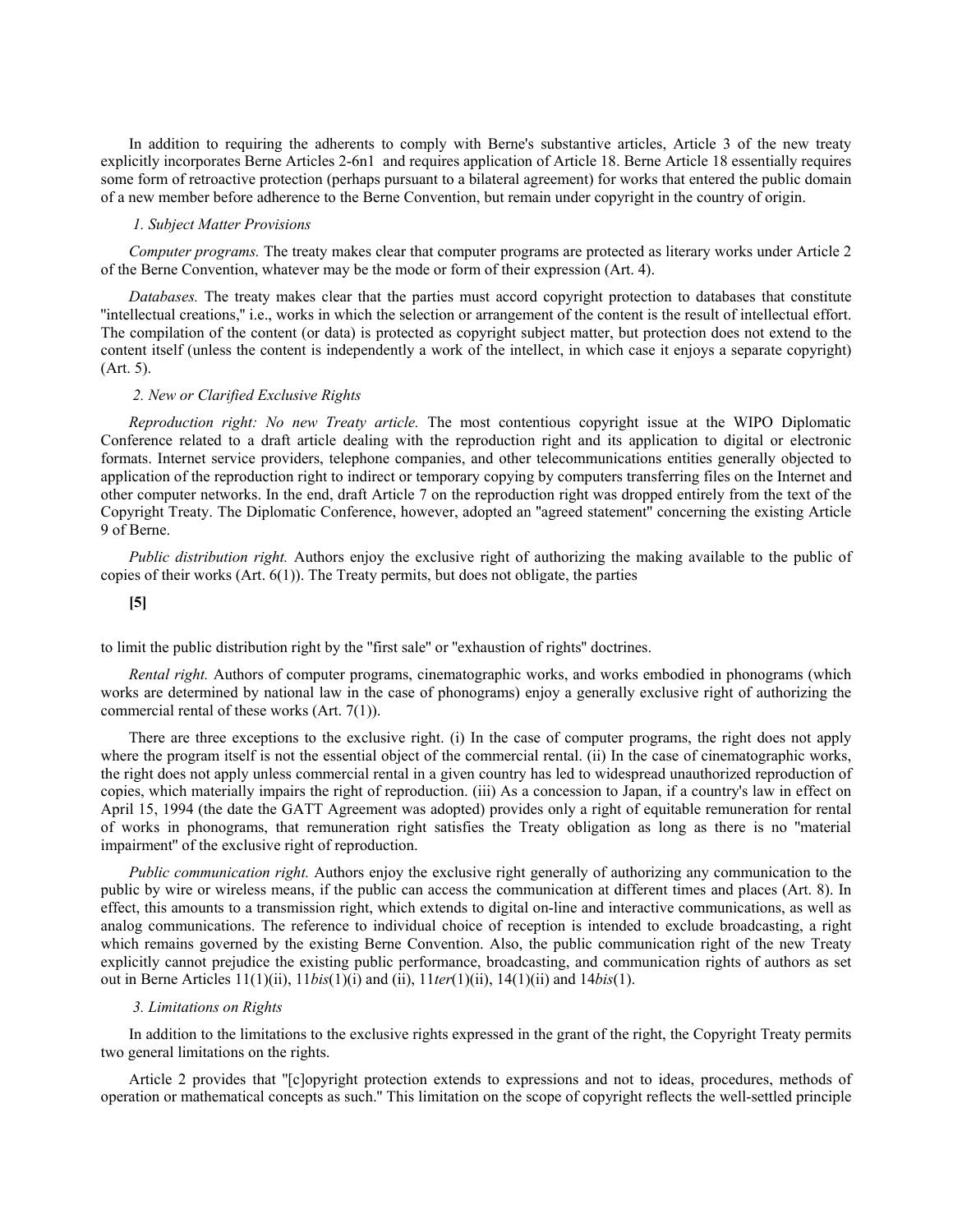In addition to requiring the adherents to comply with Berne's substantive articles, Article 3 of the new treaty explicitly incorporates Berne Articles 2-6n1 and requires application of Article 18. Berne Article 18 essentially requires some form of retroactive protection (perhaps pursuant to a bilateral agreement) for works that entered the public domain of a new member before adherence to the Berne Convention, but remain under copyright in the country of origin.

*1. Subject Matter Provisions*

*Computer programs.* The treaty makes clear that computer programs are protected as literary works under Article 2 of the Berne Convention, whatever may be the mode or form of their expression (Art. 4).

*Databases.* The treaty makes clear that the parties must accord copyright protection to databases that constitute "intellectual creations," i.e., works in which the selection or arrangement of the content is the result of intellectual effort. The compilation of the content (or data) is protected as copyright subject matter, but protection does not extend to the content itself (unless the content is independently a work of the intellect, in which case it enjoys a separate copyright) (Art. 5).

*2. New or Clarified Exclusive Rights*

*Reproduction right: No new Treaty article.* The most contentious copyright issue at the WIPO Diplomatic Conference related to a draft article dealing with the reproduction right and its application to digital or electronic formats. Internet service providers, telephone companies, and other telecommunications entities generally objected to application of the reproduction right to indirect or temporary copying by computers transferring files on the Internet and other computer networks. In the end, draft Article 7 on the reproduction right was dropped entirely from the text of the Copyright Treaty. The Diplomatic Conference, however, adopted an "agreed statement" concerning the existing Article 9 of Berne.

*Public distribution right.* Authors enjoy the exclusive right of authorizing the making available to the public of copies of their works (Art. 6(1)). The Treaty permits, but does not obligate, the parties

**[5]**

to limit the public distribution right by the "first sale" or "exhaustion of rights" doctrines.

*Rental right.* Authors of computer programs, cinematographic works, and works embodied in phonograms (which works are determined by national law in the case of phonograms) enjoy a generally exclusive right of authorizing the commercial rental of these works (Art. 7(1)).

There are three exceptions to the exclusive right. (i) In the case of computer programs, the right does not apply where the program itself is not the essential object of the commercial rental. (ii) In the case of cinematographic works, the right does not apply unless commercial rental in a given country has led to widespread unauthorized reproduction of copies, which materially impairs the right of reproduction. (iii) As a concession to Japan, if a country's law in effect on April 15, 1994 (the date the GATT Agreement was adopted) provides only a right of equitable remuneration for rental of works in phonograms, that remuneration right satisfies the Treaty obligation as long as there is no "material impairment" of the exclusive right of reproduction.

*Public communication right.* Authors enjoy the exclusive right generally of authorizing any communication to the public by wire or wireless means, if the public can access the communication at different times and places (Art. 8). In effect, this amounts to a transmission right, which extends to digital on-line and interactive communications, as well as analog communications. The reference to individual choice of reception is intended to exclude broadcasting, a right which remains governed by the existing Berne Convention. Also, the public communication right of the new Treaty explicitly cannot prejudice the existing public performance, broadcasting, and communication rights of authors as set out in Berne Articles 11(1)(ii), 11*bis*(1)(i) and (ii), 11*ter*(1)(ii), 14(1)(ii) and 14*bis*(1).

*3. Limitations on Rights*

In addition to the limitations to the exclusive rights expressed in the grant of the right, the Copyright Treaty permits two general limitations on the rights.

Article 2 provides that "[c]opyright protection extends to expressions and not to ideas, procedures, methods of operation or mathematical concepts as such." This limitation on the scope of copyright reflects the well-settled principle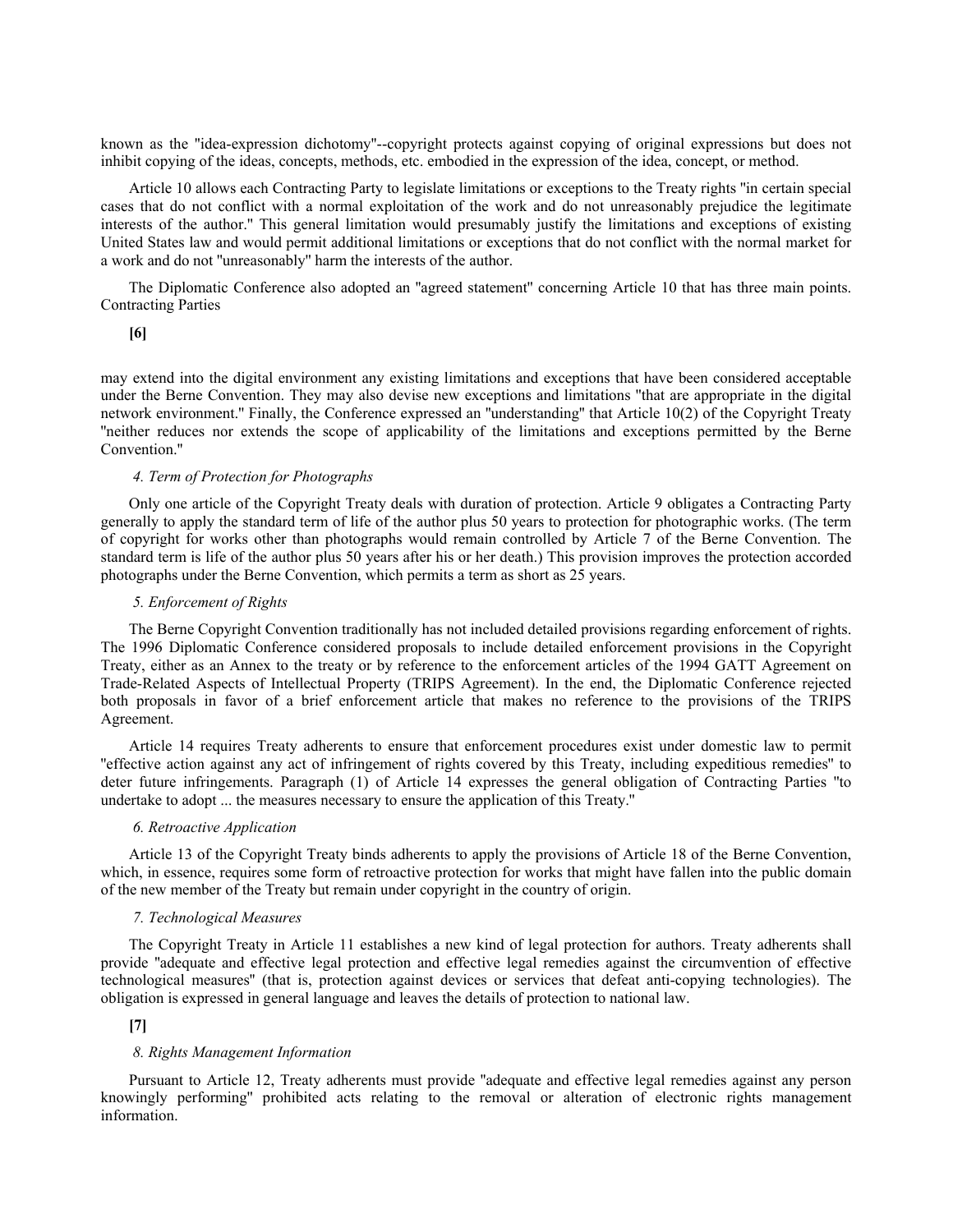known as the "idea-expression dichotomy"--copyright protects against copying of original expressions but does not inhibit copying of the ideas, concepts, methods, etc. embodied in the expression of the idea, concept, or method.

Article 10 allows each Contracting Party to legislate limitations or exceptions to the Treaty rights "in certain special cases that do not conflict with a normal exploitation of the work and do not unreasonably prejudice the legitimate interests of the author." This general limitation would presumably justify the limitations and exceptions of existing United States law and would permit additional limitations or exceptions that do not conflict with the normal market for a work and do not "unreasonably" harm the interests of the author.

The Diplomatic Conference also adopted an "agreed statement" concerning Article 10 that has three main points. Contracting Parties

**[6]**

may extend into the digital environment any existing limitations and exceptions that have been considered acceptable under the Berne Convention. They may also devise new exceptions and limitations "that are appropriate in the digital network environment." Finally, the Conference expressed an "understanding" that Article 10(2) of the Copyright Treaty "neither reduces nor extends the scope of applicability of the limitations and exceptions permitted by the Berne Convention."

*4. Term of Protection for Photographs*

Only one article of the Copyright Treaty deals with duration of protection. Article 9 obligates a Contracting Party generally to apply the standard term of life of the author plus 50 years to protection for photographic works. (The term of copyright for works other than photographs would remain controlled by Article 7 of the Berne Convention. The standard term is life of the author plus 50 years after his or her death.) This provision improves the protection accorded photographs under the Berne Convention, which permits a term as short as 25 years.

*5. Enforcement of Rights*

The Berne Copyright Convention traditionally has not included detailed provisions regarding enforcement of rights. The 1996 Diplomatic Conference considered proposals to include detailed enforcement provisions in the Copyright Treaty, either as an Annex to the treaty or by reference to the enforcement articles of the 1994 GATT Agreement on Trade-Related Aspects of Intellectual Property (TRIPS Agreement). In the end, the Diplomatic Conference rejected both proposals in favor of a brief enforcement article that makes no reference to the provisions of the TRIPS Agreement.

Article 14 requires Treaty adherents to ensure that enforcement procedures exist under domestic law to permit "effective action against any act of infringement of rights covered by this Treaty, including expeditious remedies" to deter future infringements. Paragraph (1) of Article 14 expresses the general obligation of Contracting Parties "to undertake to adopt ... the measures necessary to ensure the application of this Treaty."

*6. Retroactive Application*

Article 13 of the Copyright Treaty binds adherents to apply the provisions of Article 18 of the Berne Convention, which, in essence, requires some form of retroactive protection for works that might have fallen into the public domain of the new member of the Treaty but remain under copyright in the country of origin.

*7. Technological Measures*

The Copyright Treaty in Article 11 establishes a new kind of legal protection for authors. Treaty adherents shall provide "adequate and effective legal protection and effective legal remedies against the circumvention of effective technological measures" (that is, protection against devices or services that defeat anti-copying technologies). The obligation is expressed in general language and leaves the details of protection to national law.

**[7]**

*8. Rights Management Information*

Pursuant to Article 12, Treaty adherents must provide "adequate and effective legal remedies against any person knowingly performing" prohibited acts relating to the removal or alteration of electronic rights management information.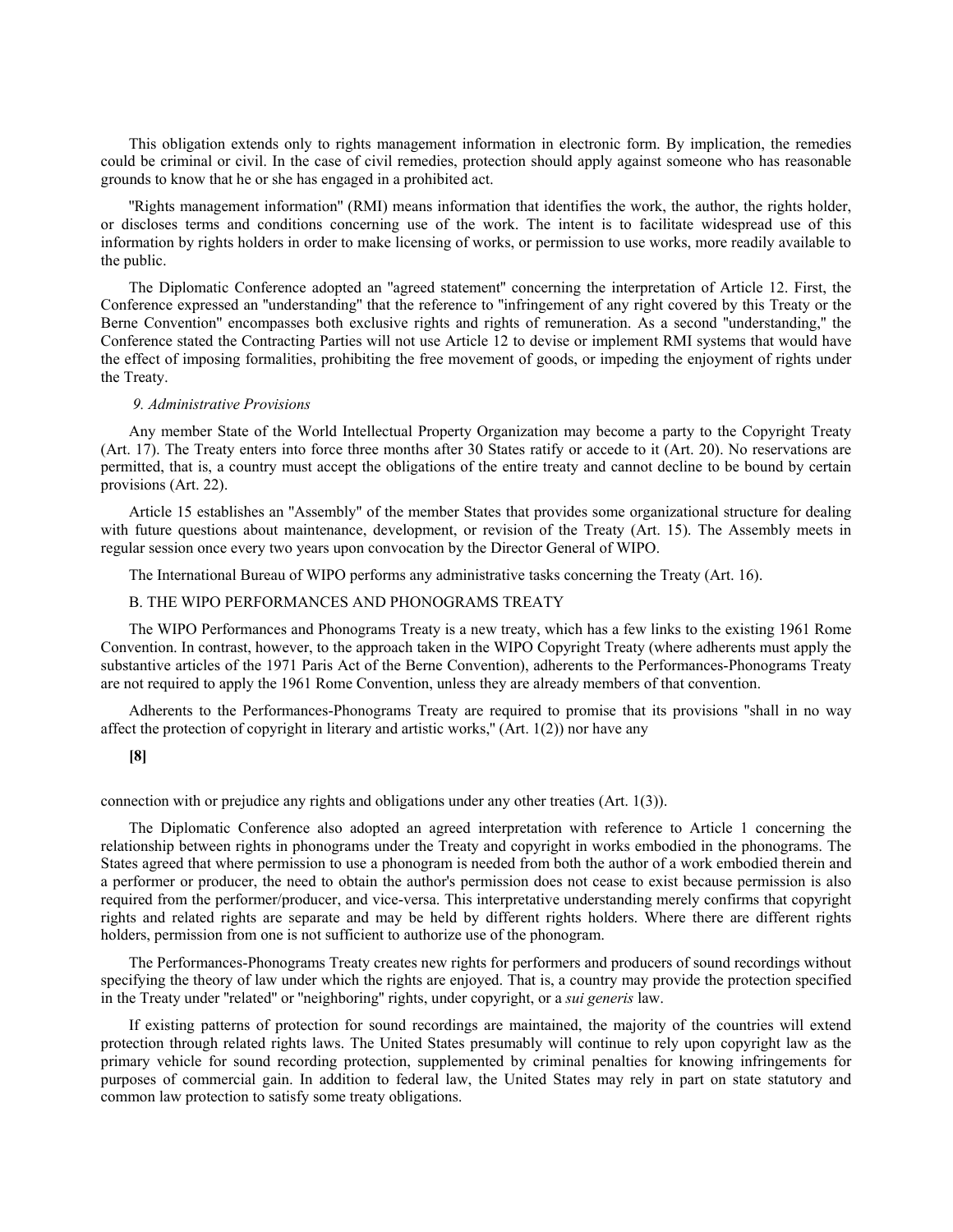This obligation extends only to rights management information in electronic form. By implication, the remedies could be criminal or civil. In the case of civil remedies, protection should apply against someone who has reasonable grounds to know that he or she has engaged in a prohibited act.

"Rights management information" (RMI) means information that identifies the work, the author, the rights holder, or discloses terms and conditions concerning use of the work. The intent is to facilitate widespread use of this information by rights holders in order to make licensing of works, or permission to use works, more readily available to the public.

The Diplomatic Conference adopted an "agreed statement" concerning the interpretation of Article 12. First, the Conference expressed an "understanding" that the reference to "infringement of any right covered by this Treaty or the Berne Convention" encompasses both exclusive rights and rights of remuneration. As a second "understanding," the Conference stated the Contracting Parties will not use Article 12 to devise or implement RMI systems that would have the effect of imposing formalities, prohibiting the free movement of goods, or impeding the enjoyment of rights under the Treaty.

*9. Administrative Provisions*

Any member State of the World Intellectual Property Organization may become a party to the Copyright Treaty (Art. 17). The Treaty enters into force three months after 30 States ratify or accede to it (Art. 20). No reservations are permitted, that is, a country must accept the obligations of the entire treaty and cannot decline to be bound by certain provisions (Art. 22).

Article 15 establishes an "Assembly" of the member States that provides some organizational structure for dealing with future questions about maintenance, development, or revision of the Treaty (Art. 15). The Assembly meets in regular session once every two years upon convocation by the Director General of WIPO.

The International Bureau of WIPO performs any administrative tasks concerning the Treaty (Art. 16).

B. THE WIPO PERFORMANCES AND PHONOGRAMS TREATY

The WIPO Performances and Phonograms Treaty is a new treaty, which has a few links to the existing 1961 Rome Convention. In contrast, however, to the approach taken in the WIPO Copyright Treaty (where adherents must apply the substantive articles of the 1971 Paris Act of the Berne Convention), adherents to the Performances-Phonograms Treaty are not required to apply the 1961 Rome Convention, unless they are already members of that convention.

Adherents to the Performances-Phonograms Treaty are required to promise that its provisions "shall in no way affect the protection of copyright in literary and artistic works," (Art. 1(2)) nor have any

**[8]**

connection with or prejudice any rights and obligations under any other treaties (Art. 1(3)).

The Diplomatic Conference also adopted an agreed interpretation with reference to Article 1 concerning the relationship between rights in phonograms under the Treaty and copyright in works embodied in the phonograms. The States agreed that where permission to use a phonogram is needed from both the author of a work embodied therein and a performer or producer, the need to obtain the author's permission does not cease to exist because permission is also required from the performer/producer, and vice-versa. This interpretative understanding merely confirms that copyright rights and related rights are separate and may be held by different rights holders. Where there are different rights holders, permission from one is not sufficient to authorize use of the phonogram.

The Performances-Phonograms Treaty creates new rights for performers and producers of sound recordings without specifying the theory of law under which the rights are enjoyed. That is, a country may provide the protection specified in the Treaty under "related" or "neighboring" rights, under copyright, or a *sui generis* law.

If existing patterns of protection for sound recordings are maintained, the majority of the countries will extend protection through related rights laws. The United States presumably will continue to rely upon copyright law as the primary vehicle for sound recording protection, supplemented by criminal penalties for knowing infringements for purposes of commercial gain. In addition to federal law, the United States may rely in part on state statutory and common law protection to satisfy some treaty obligations.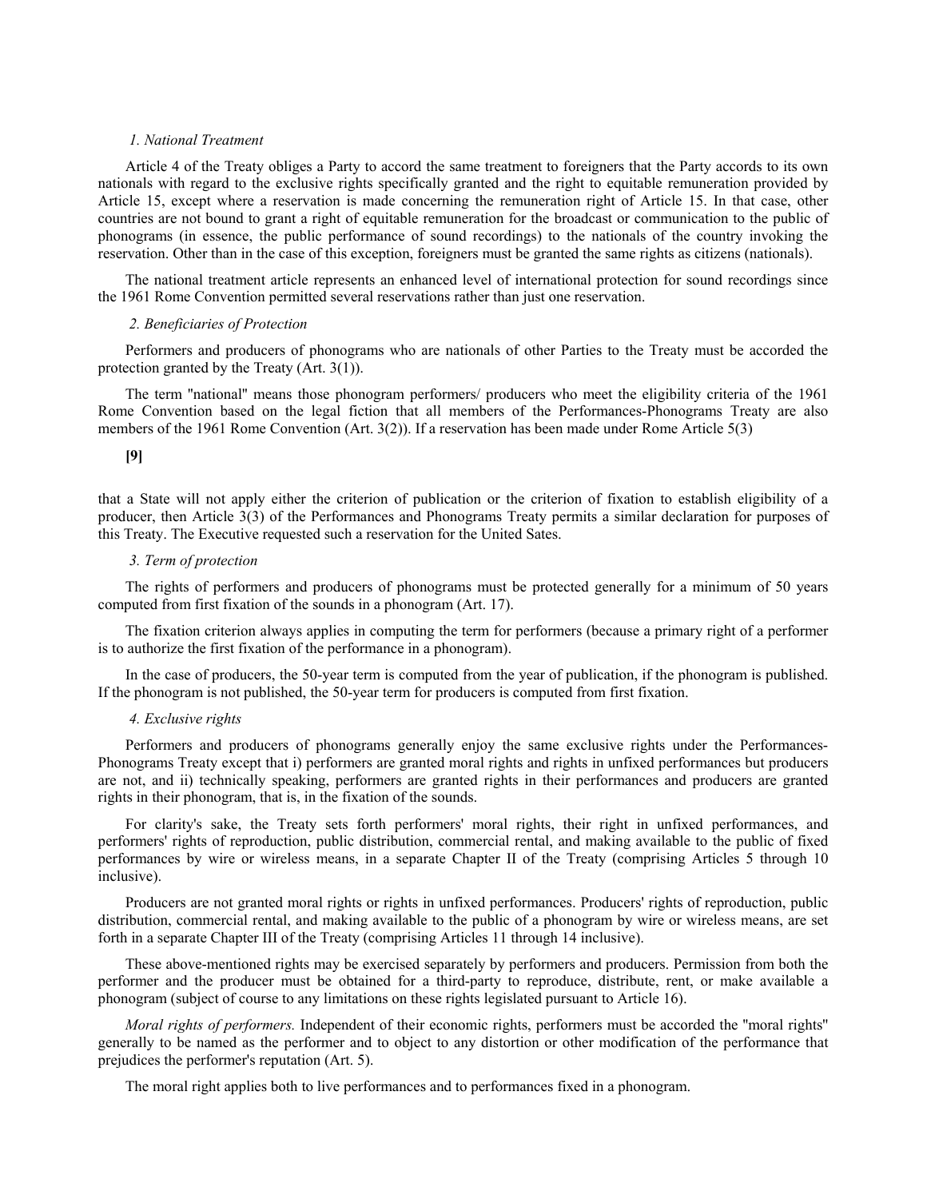*1. National Treatment*

Article 4 of the Treaty obliges a Party to accord the same treatment to foreigners that the Party accords to its own nationals with regard to the exclusive rights specifically granted and the right to equitable remuneration provided by Article 15, except where a reservation is made concerning the remuneration right of Article 15. In that case, other countries are not bound to grant a right of equitable remuneration for the broadcast or communication to the public of phonograms (in essence, the public performance of sound recordings) to the nationals of the country invoking the reservation. Other than in the case of this exception, foreigners must be granted the same rights as citizens (nationals).

The national treatment article represents an enhanced level of international protection for sound recordings since the 1961 Rome Convention permitted several reservations rather than just one reservation.

*2. Beneficiaries of Protection*

Performers and producers of phonograms who are nationals of other Parties to the Treaty must be accorded the protection granted by the Treaty (Art. 3(1)).

The term "national" means those phonogram performers/ producers who meet the eligibility criteria of the 1961 Rome Convention based on the legal fiction that all members of the Performances-Phonograms Treaty are also members of the 1961 Rome Convention (Art. 3(2)). If a reservation has been made under Rome Article 5(3)

**[9]**

that a State will not apply either the criterion of publication or the criterion of fixation to establish eligibility of a producer, then Article 3(3) of the Performances and Phonograms Treaty permits a similar declaration for purposes of this Treaty. The Executive requested such a reservation for the United Sates.

*3. Term of protection*

The rights of performers and producers of phonograms must be protected generally for a minimum of 50 years computed from first fixation of the sounds in a phonogram (Art. 17).

The fixation criterion always applies in computing the term for performers (because a primary right of a performer is to authorize the first fixation of the performance in a phonogram).

In the case of producers, the 50-year term is computed from the year of publication, if the phonogram is published. If the phonogram is not published, the 50-year term for producers is computed from first fixation.

*4. Exclusive rights*

Performers and producers of phonograms generally enjoy the same exclusive rights under the Performances-Phonograms Treaty except that i) performers are granted moral rights and rights in unfixed performances but producers are not, and ii) technically speaking, performers are granted rights in their performances and producers are granted rights in their phonogram, that is, in the fixation of the sounds.

For clarity's sake, the Treaty sets forth performers' moral rights, their right in unfixed performances, and performers' rights of reproduction, public distribution, commercial rental, and making available to the public of fixed performances by wire or wireless means, in a separate Chapter II of the Treaty (comprising Articles 5 through 10 inclusive).

Producers are not granted moral rights or rights in unfixed performances. Producers' rights of reproduction, public distribution, commercial rental, and making available to the public of a phonogram by wire or wireless means, are set forth in a separate Chapter III of the Treaty (comprising Articles 11 through 14 inclusive).

These above-mentioned rights may be exercised separately by performers and producers. Permission from both the performer and the producer must be obtained for a third-party to reproduce, distribute, rent, or make available a phonogram (subject of course to any limitations on these rights legislated pursuant to Article 16).

*Moral rights of performers.* Independent of their economic rights, performers must be accorded the "moral rights" generally to be named as the performer and to object to any distortion or other modification of the performance that prejudices the performer's reputation (Art. 5).

The moral right applies both to live performances and to performances fixed in a phonogram.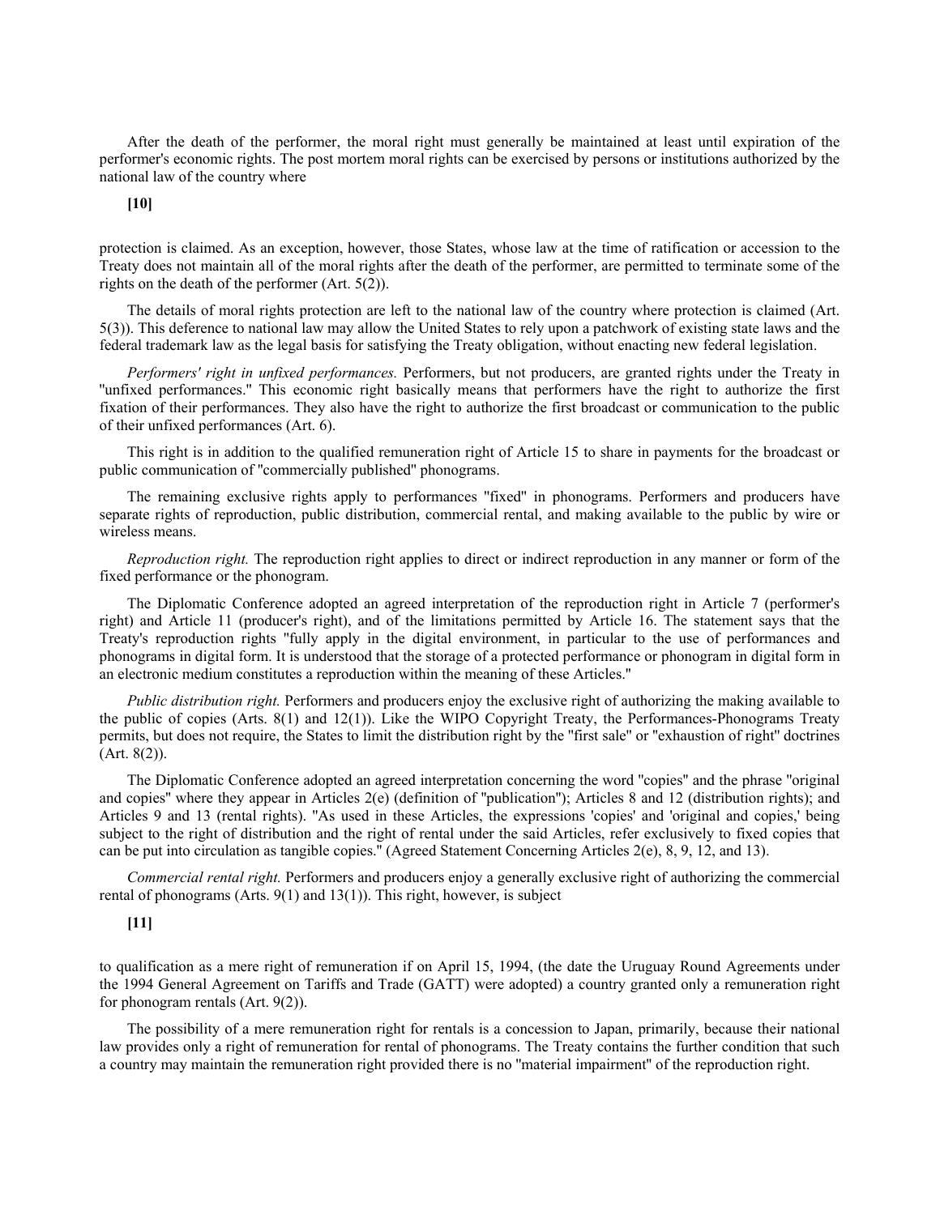After the death of the performer, the moral right must generally be maintained at least until expiration of the performer's economic rights. The post mortem moral rights can be exercised by persons or institutions authorized by the national law of the country where

**[10]**

protection is claimed. As an exception, however, those States, whose law at the time of ratification or accession to the Treaty does not maintain all of the moral rights after the death of the performer, are permitted to terminate some of the rights on the death of the performer (Art. 5(2)).

The details of moral rights protection are left to the national law of the country where protection is claimed (Art. 5(3)). This deference to national law may allow the United States to rely upon a patchwork of existing state laws and the federal trademark law as the legal basis for satisfying the Treaty obligation, without enacting new federal legislation.

*Performers' right in unfixed performances.* Performers, but not producers, are granted rights under the Treaty in "unfixed performances." This economic right basically means that performers have the right to authorize the first fixation of their performances. They also have the right to authorize the first broadcast or communication to the public of their unfixed performances (Art. 6).

This right is in addition to the qualified remuneration right of Article 15 to share in payments for the broadcast or public communication of "commercially published" phonograms.

The remaining exclusive rights apply to performances "fixed" in phonograms. Performers and producers have separate rights of reproduction, public distribution, commercial rental, and making available to the public by wire or wireless means.

*Reproduction right.* The reproduction right applies to direct or indirect reproduction in any manner or form of the fixed performance or the phonogram.

The Diplomatic Conference adopted an agreed interpretation of the reproduction right in Article 7 (performer's right) and Article 11 (producer's right), and of the limitations permitted by Article 16. The statement says that the Treaty's reproduction rights "fully apply in the digital environment, in particular to the use of performances and phonograms in digital form. It is understood that the storage of a protected performance or phonogram in digital form in an electronic medium constitutes a reproduction within the meaning of these Articles."

*Public distribution right.* Performers and producers enjoy the exclusive right of authorizing the making available to the public of copies (Arts. 8(1) and 12(1)). Like the WIPO Copyright Treaty, the Performances-Phonograms Treaty permits, but does not require, the States to limit the distribution right by the "first sale" or "exhaustion of right" doctrines (Art. 8(2)).

The Diplomatic Conference adopted an agreed interpretation concerning the word "copies" and the phrase "original and copies" where they appear in Articles 2(e) (definition of "publication"); Articles 8 and 12 (distribution rights); and Articles 9 and 13 (rental rights). "As used in these Articles, the expressions 'copies' and 'original and copies,' being subject to the right of distribution and the right of rental under the said Articles, refer exclusively to fixed copies that can be put into circulation as tangible copies." (Agreed Statement Concerning Articles 2(e), 8, 9, 12, and 13).

*Commercial rental right.* Performers and producers enjoy a generally exclusive right of authorizing the commercial rental of phonograms (Arts. 9(1) and 13(1)). This right, however, is subject

**[11]**

to qualification as a mere right of remuneration if on April 15, 1994, (the date the Uruguay Round Agreements under the 1994 General Agreement on Tariffs and Trade (GATT) were adopted) a country granted only a remuneration right for phonogram rentals (Art. 9(2)).

The possibility of a mere remuneration right for rentals is a concession to Japan, primarily, because their national law provides only a right of remuneration for rental of phonograms. The Treaty contains the further condition that such a country may maintain the remuneration right provided there is no "material impairment" of the reproduction right.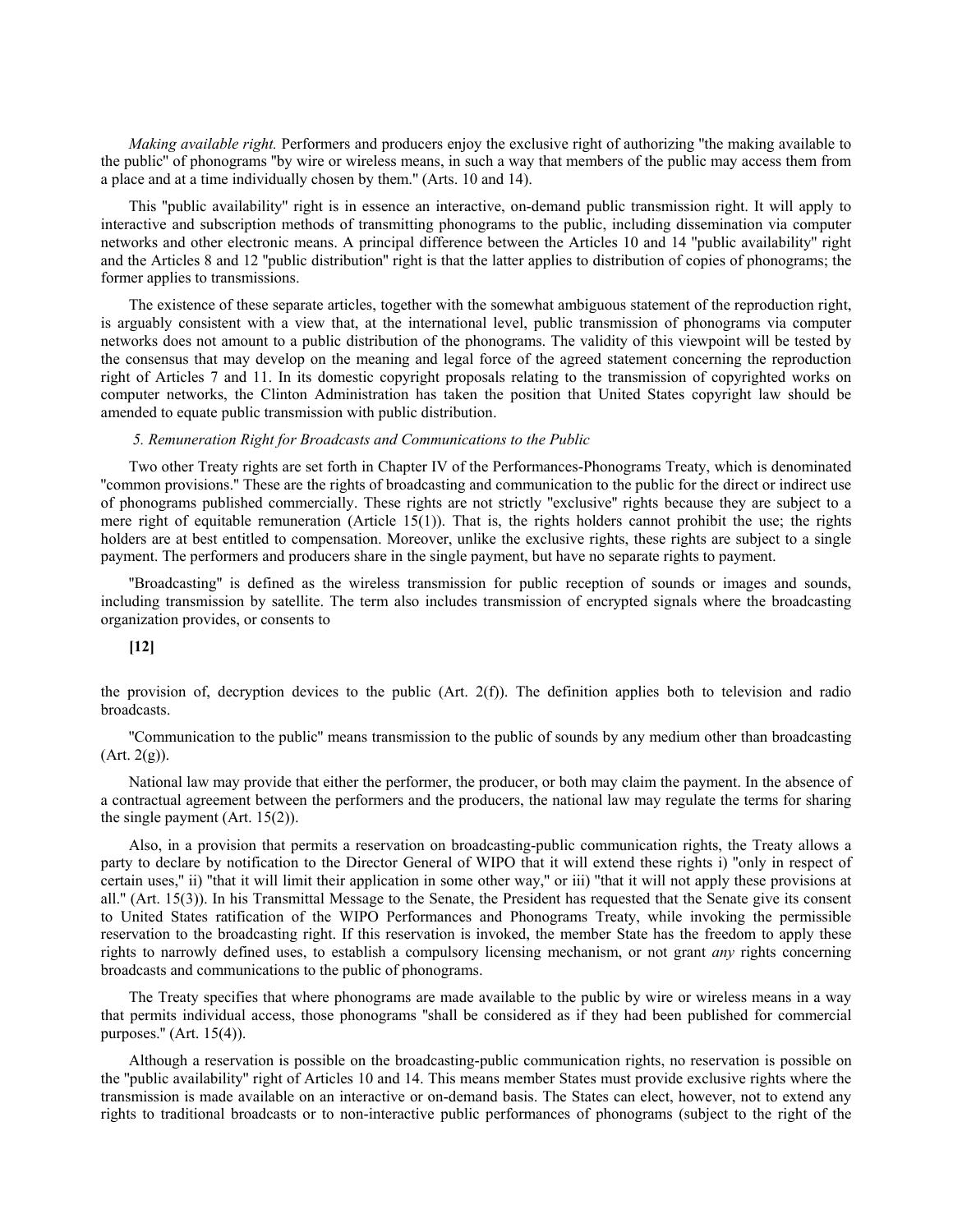*Making available right.* Performers and producers enjoy the exclusive right of authorizing "the making available to the public" of phonograms "by wire or wireless means, in such a way that members of the public may access them from a place and at a time individually chosen by them." (Arts. 10 and 14).

This "public availability" right is in essence an interactive, on-demand public transmission right. It will apply to interactive and subscription methods of transmitting phonograms to the public, including dissemination via computer networks and other electronic means. A principal difference between the Articles 10 and 14 "public availability" right and the Articles 8 and 12 "public distribution" right is that the latter applies to distribution of copies of phonograms; the former applies to transmissions.

The existence of these separate articles, together with the somewhat ambiguous statement of the reproduction right, is arguably consistent with a view that, at the international level, public transmission of phonograms via computer networks does not amount to a public distribution of the phonograms. The validity of this viewpoint will be tested by the consensus that may develop on the meaning and legal force of the agreed statement concerning the reproduction right of Articles 7 and 11. In its domestic copyright proposals relating to the transmission of copyrighted works on computer networks, the Clinton Administration has taken the position that United States copyright law should be amended to equate public transmission with public distribution.

*5. Remuneration Right for Broadcasts and Communications to the Public*

Two other Treaty rights are set forth in Chapter IV of the Performances-Phonograms Treaty, which is denominated "common provisions." These are the rights of broadcasting and communication to the public for the direct or indirect use of phonograms published commercially. These rights are not strictly "exclusive" rights because they are subject to a mere right of equitable remuneration (Article 15(1)). That is, the rights holders cannot prohibit the use; the rights holders are at best entitled to compensation. Moreover, unlike the exclusive rights, these rights are subject to a single payment. The performers and producers share in the single payment, but have no separate rights to payment.

"Broadcasting" is defined as the wireless transmission for public reception of sounds or images and sounds, including transmission by satellite. The term also includes transmission of encrypted signals where the broadcasting organization provides, or consents to the provision of, decryption devices to the public (Art. 2(f)). The definition applies both to television and radio broadcasts.

"Communication to the public" means transmission to the public of sounds by any medium other than broadcasting (Art. 2(g)).

National law may provide that either the performer, the producer, or both may claim the payment. In the absence of a contractual agreement between the performers and the producers, the national law may regulate the terms for sharing the single payment (Art. 15(2)).

Also, in a provision that permits a reservation on broadcasting-public communication rights, the Treaty allows a party to declare by notification to the Director General of WIPO that it will extend these rights i) "only in respect of certain uses," ii) "that it will limit their application in some other way," or iii) "that it will not apply these provisions at all." (Art. 15(3)). In his Transmittal Message to the Senate, the President has requested that the Senate give its consent to United States ratification of the WIPO Performances and Phonograms Treaty, while invoking the permissible reservation to the broadcasting right. If this reservation is invoked, the member State has the freedom to apply these rights to narrowly defined uses, to establish a compulsory licensing mechanism, or not grant *any* rights concerning broadcasts and communications to the public of phonograms.

The Treaty specifies that where phonograms are made available to the public by wire or wireless means in a way that permits individual access, those phonograms "shall be considered as if they had been published for commercial purposes." (Art. 15(4)).

Although a reservation is possible on the broadcasting-public communication rights, no reservation is possible on the "public availability" right of Articles 10 and 14. This means member States must provide exclusive rights where the transmission is made available on an interactive or on-demand basis. The States can elect, however, not to extend any rights to traditional broadcasts or to non-interactive public performances of phonograms (subject to the right of the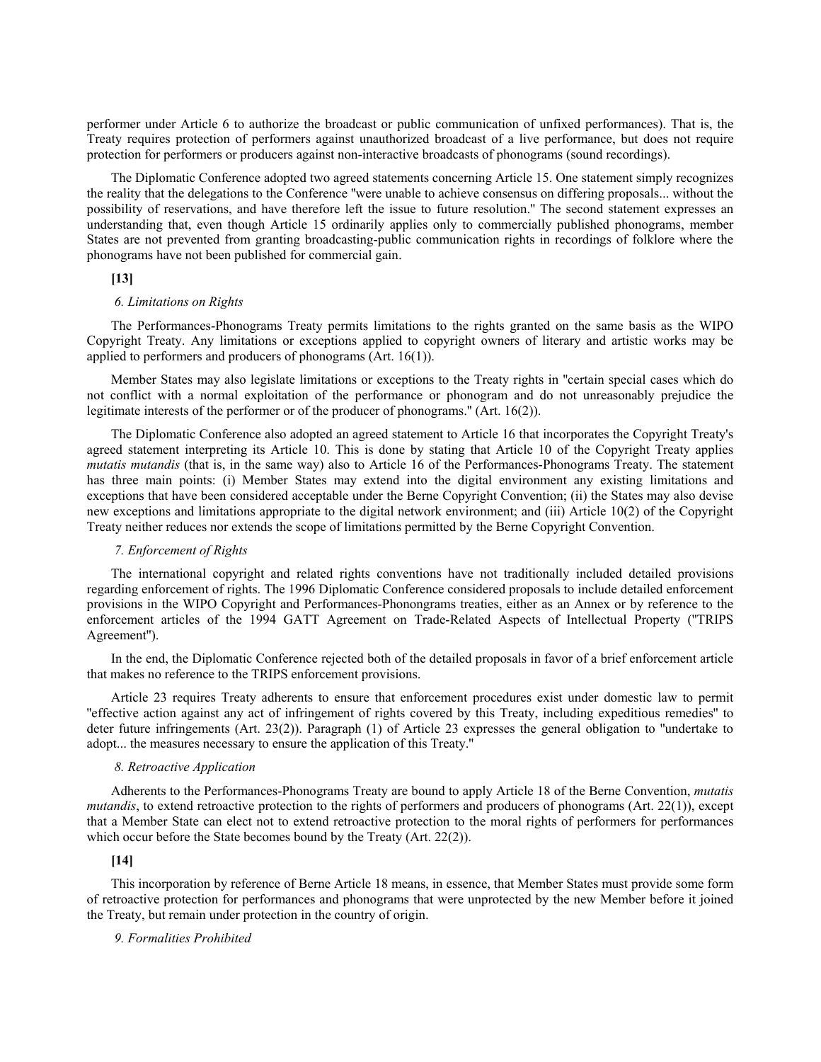performer under Article 6 to authorize the broadcast or public communication of unfixed performances). That is, the Treaty requires protection of performers against unauthorized broadcast of a live performance, but does not require protection for performers or producers against non-interactive broadcasts of phonograms (sound recordings).

The Diplomatic Conference adopted two agreed statements concerning Article 15. One statement simply recognizes the reality that the delegations to the Conference "were unable to achieve consensus on differing proposals... without the possibility of reservations, and have therefore left the issue to future resolution." The second statement expresses an understanding that, even though Article 15 ordinarily applies only to commercially published phonograms, member States are not prevented from granting broadcasting-public communication rights in recordings of folklore where the phonograms have not been published for commercial gain.

**[13]**

*6. Limitations on Rights*

The Performances-Phonograms Treaty permits limitations to the rights granted on the same basis as the WIPO Copyright Treaty. Any limitations or exceptions applied to copyright owners of literary and artistic works may be applied to performers and producers of phonograms (Art. 16(1)).

Member States may also legislate limitations or exceptions to the Treaty rights in "certain special cases which do not conflict with a normal exploitation of the performance or phonogram and do not unreasonably prejudice the legitimate interests of the performer or of the producer of phonograms." (Art. 16(2)).

The Diplomatic Conference also adopted an agreed statement to Article 16 that incorporates the Copyright Treaty's agreed statement interpreting its Article 10. This is done by stating that Article 10 of the Copyright Treaty applies *mutatis mutandis* (that is, in the same way) also to Article 16 of the Performances-Phonograms Treaty. The statement has three main points: (i) Member States may extend into the digital environment any existing limitations and exceptions that have been considered acceptable under the Berne Copyright Convention; (ii) the States may also devise new exceptions and limitations appropriate to the digital network environment; and (iii) Article 10(2) of the Copyright Treaty neither reduces nor extends the scope of limitations permitted by the Berne Copyright Convention.

*7. Enforcement of Rights*

The international copyright and related rights conventions have not traditionally included detailed provisions regarding enforcement of rights. The 1996 Diplomatic Conference considered proposals to include detailed enforcement provisions in the WIPO Copyright and Performances-Phonongrams treaties, either as an Annex or by reference to the enforcement articles of the 1994 GATT Agreement on Trade-Related Aspects of Intellectual Property ("TRIPS Agreement").

In the end, the Diplomatic Conference rejected both of the detailed proposals in favor of a brief enforcement article that makes no reference to the TRIPS enforcement provisions.

Article 23 requires Treaty adherents to ensure that enforcement procedures exist under domestic law to permit "effective action against any act of infringement of rights covered by this Treaty, including expeditious remedies" to deter future infringements (Art. 23(2)). Paragraph (1) of Article 23 expresses the general obligation to "undertake to adopt... the measures necessary to ensure the application of this Treaty."

*8. Retroactive Application*

Adherents to the Performances-Phonograms Treaty are bound to apply Article 18 of the Berne Convention, *mutatis mutandis*, to extend retroactive protection to the rights of performers and producers of phonograms (Art. 22(1)), except that a Member State can elect not to extend retroactive protection to the moral rights of performers for performances which occur before the State becomes bound by the Treaty (Art. 22(2)).

**[14]**

This incorporation by reference of Berne Article 18 means, in essence, that Member States must provide some form of retroactive protection for performances and phonograms that were unprotected by the new Member before it joined the Treaty, but remain under protection in the country of origin.

*9. Formalities Prohibited*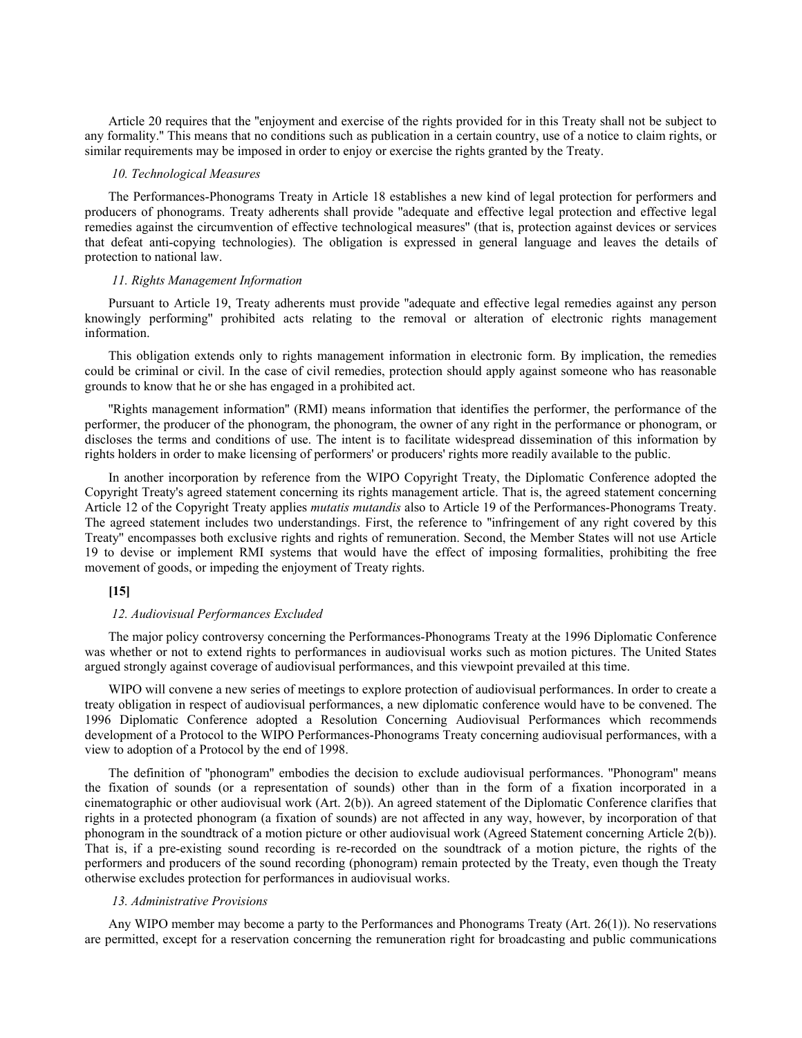Article 20 requires that the "enjoyment and exercise of the rights provided for in this Treaty shall not be subject to any formality." This means that no conditions such as publication in a certain country, use of a notice to claim rights, or similar requirements may be imposed in order to enjoy or exercise the rights granted by the Treaty.

### *10. Technological Measures*

The Performances-Phonograms Treaty in Article 18 establishes a new kind of legal protection for performers and producers of phonograms. Treaty adherents shall provide "adequate and effective legal protection and effective legal remedies against the circumvention of effective technological measures" (that is, protection against devices or services that defeat anti-copying technologies). The obligation is expressed in general language and leaves the details of protection to national law.

### *11. Rights Management Information*

Pursuant to Article 19, Treaty adherents must provide "adequate and effective legal remedies against any person knowingly performing" prohibited acts relating to the removal or alteration of electronic rights management information.

This obligation extends only to rights management information in electronic form. By implication, the remedies could be criminal or civil. In the case of civil remedies, protection should apply against someone who has reasonable grounds to know that he or she has engaged in a prohibited act.

"Rights management information" (RMI) means information that identifies the performer, the performance of the performer, the producer of the phonogram, the phonogram, the owner of any right in the performance or phonogram, or discloses the terms and conditions of use. The intent is to facilitate widespread dissemination of this information by rights holders in order to make licensing of performers' or producers' rights more readily available to the public.

In another incorporation by reference from the WIPO Copyright Treaty, the Diplomatic Conference adopted the Copyright Treaty's agreed statement concerning its rights management article. That is, the agreed statement concerning Article 12 of the Copyright Treaty applies *mutatis mutandis* also to Article 19 of the Performances-Phonograms Treaty. The agreed statement includes two understandings. First, the reference to "infringement of any right covered by this Treaty" encompasses both exclusive rights and rights of remuneration. Second, the Member States will not use Article 19 to devise or implement RMI systems that would have the effect of imposing formalities, prohibiting the free movement of goods, or impeding the enjoyment of Treaty rights.

**[15]**

### *12. Audiovisual Performances Excluded*

The major policy controversy concerning the Performances-Phonograms Treaty at the 1996 Diplomatic Conference was whether or not to extend rights to performances in audiovisual works such as motion pictures. The United States argued strongly against coverage of audiovisual performances, and this viewpoint prevailed at this time.

WIPO will convene a new series of meetings to explore protection of audiovisual performances. In order to create a treaty obligation in respect of audiovisual performances, a new diplomatic conference would have to be convened. The 1996 Diplomatic Conference adopted a Resolution Concerning Audiovisual Performances which recommends development of a Protocol to the WIPO Performances-Phonograms Treaty concerning audiovisual performances, with a view to adoption of a Protocol by the end of 1998.

The definition of "phonogram" embodies the decision to exclude audiovisual performances. "Phonogram" means the fixation of sounds (or a representation of sounds) other than in the form of a fixation incorporated in a cinematographic or other audiovisual work (Art. 2(b)). An agreed statement of the Diplomatic Conference clarifies that rights in a protected phonogram (a fixation of sounds) are not affected in any way, however, by incorporation of that phonogram in the soundtrack of a motion picture or other audiovisual work (Agreed Statement concerning Article 2(b)). That is, if a pre-existing sound recording is re-recorded on the soundtrack of a motion picture, the rights of the performers and producers of the sound recording (phonogram) remain protected by the Treaty, even though the Treaty otherwise excludes protection for performances in audiovisual works.

### *13. Administrative Provisions*

Any WIPO member may become a party to the Performances and Phonograms Treaty (Art. 26(1)). No reservations are permitted, except for a reservation concerning the remuneration right for broadcasting and public communications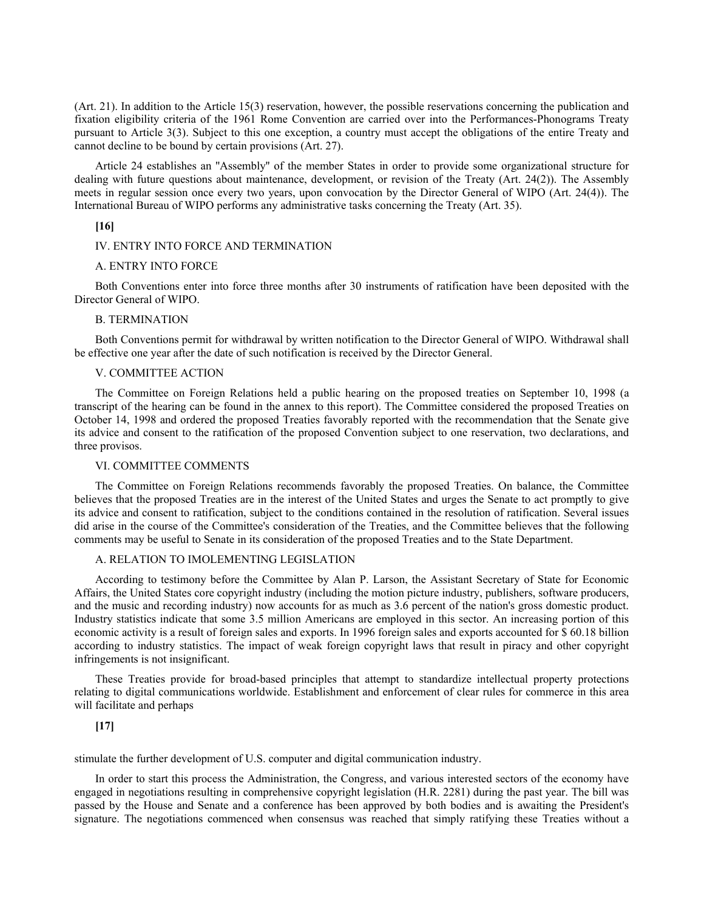(Art. 21). In addition to the Article 15(3) reservation, however, the possible reservations concerning the publication and fixation eligibility criteria of the 1961 Rome Convention are carried over into the Performances-Phonograms Treaty pursuant to Article 3(3). Subject to this one exception, a country must accept the obligations of the entire Treaty and cannot decline to be bound by certain provisions (Art. 27).

Article 24 establishes an "Assembly" of the member States in order to provide some organizational structure for dealing with future questions about maintenance, development, or revision of the Treaty (Art. 24(2)). The Assembly meets in regular session once every two years, upon convocation by the Director General of WIPO (Art. 24(4)). The International Bureau of WIPO performs any administrative tasks concerning the Treaty (Art. 35).

**[16]**

## IV. ENTRY INTO FORCE AND TERMINATION

### A. ENTRY INTO FORCE

Both Conventions enter into force three months after 30 instruments of ratification have been deposited with the Director General of WIPO.

### B. TERMINATION

Both Conventions permit for withdrawal by written notification to the Director General of WIPO. Withdrawal shall be effective one year after the date of such notification is received by the Director General.

## V. COMMITTEE ACTION

The Committee on Foreign Relations held a public hearing on the proposed treaties on September 10, 1998 (a transcript of the hearing can be found in the annex to this report). The Committee considered the proposed Treaties on October 14, 1998 and ordered the proposed Treaties favorably reported with the recommendation that the Senate give its advice and consent to the ratification of the proposed Convention subject to one reservation, two declarations, and three provisos.

## VI. COMMITTEE COMMENTS

The Committee on Foreign Relations recommends favorably the proposed Treaties. On balance, the Committee believes that the proposed Treaties are in the interest of the United States and urges the Senate to act promptly to give its advice and consent to ratification, subject to the conditions contained in the resolution of ratification. Several issues did arise in the course of the Committee's consideration of the Treaties, and the Committee believes that the following comments may be useful to Senate in its consideration of the proposed Treaties and to the State Department.

### A. RELATION TO IMOLEMENTING LEGISLATION

According to testimony before the Committee by Alan P. Larson, the Assistant Secretary of State for Economic Affairs, the United States core copyright industry (including the motion picture industry, publishers, software producers, and the music and recording industry) now accounts for as much as 3.6 percent of the nation's gross domestic product. Industry statistics indicate that some 3.5 million Americans are employed in this sector. An increasing portion of this economic activity is a result of foreign sales and exports. In 1996 foreign sales and exports accounted for $ 60.18 billion according to industry statistics. The impact of weak foreign copyright laws that result in piracy and other copyright infringements is not insignificant.

These Treaties provide for broad-based principles that attempt to standardize intellectual property protections relating to digital communications worldwide. Establishment and enforcement of clear rules for commerce in this area will facilitate and perhaps

**[17]**

stimulate the further development of U.S. computer and digital communication industry.

In order to start this process the Administration, the Congress, and various interested sectors of the economy have engaged in negotiations resulting in comprehensive copyright legislation (H.R. 2281) during the past year. The bill was passed by the House and Senate and a conference has been approved by both bodies and is awaiting the President's signature. The negotiations commenced when consensus was reached that simply ratifying these Treaties without a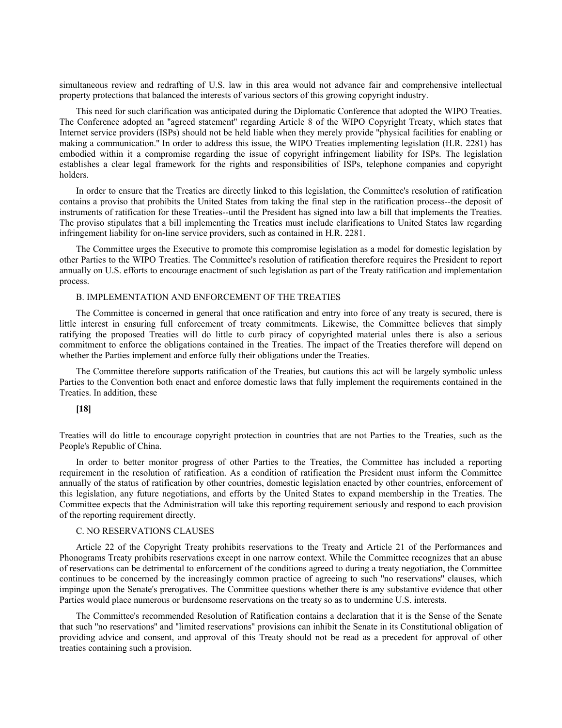simultaneous review and redrafting of U.S. law in this area would not advance fair and comprehensive intellectual property protections that balanced the interests of various sectors of this growing copyright industry.

This need for such clarification was anticipated during the Diplomatic Conference that adopted the WIPO Treaties. The Conference adopted an "agreed statement" regarding Article 8 of the WIPO Copyright Treaty, which states that Internet service providers (ISPs) should not be held liable when they merely provide "physical facilities for enabling or making a communication." In order to address this issue, the WIPO Treaties implementing legislation (H.R. 2281) has embodied within it a compromise regarding the issue of copyright infringement liability for ISPs. The legislation establishes a clear legal framework for the rights and responsibilities of ISPs, telephone companies and copyright holders.

In order to ensure that the Treaties are directly linked to this legislation, the Committee's resolution of ratification contains a proviso that prohibits the United States from taking the final step in the ratification process--the deposit of instruments of ratification for these Treaties--until the President has signed into law a bill that implements the Treaties. The proviso stipulates that a bill implementing the Treaties must include clarifications to United States law regarding infringement liability for on-line service providers, such as contained in H.R. 2281.

The Committee urges the Executive to promote this compromise legislation as a model for domestic legislation by other Parties to the WIPO Treaties. The Committee's resolution of ratification therefore requires the President to report annually on U.S. efforts to encourage enactment of such legislation as part of the Treaty ratification and implementation process.

B. IMPLEMENTATION AND ENFORCEMENT OF THE TREATIES

The Committee is concerned in general that once ratification and entry into force of any treaty is secured, there is little interest in ensuring full enforcement of treaty commitments. Likewise, the Committee believes that simply ratifying the proposed Treaties will do little to curb piracy of copyrighted material unles there is also a serious commitment to enforce the obligations contained in the Treaties. The impact of the Treaties therefore will depend on whether the Parties implement and enforce fully their obligations under the Treaties.

The Committee therefore supports ratification of the Treaties, but cautions this act will be largely symbolic unless Parties to the Convention both enact and enforce domestic laws that fully implement the requirements contained in the Treaties. In addition, these

**[18]**

Treaties will do little to encourage copyright protection in countries that are not Parties to the Treaties, such as the People's Republic of China.

In order to better monitor progress of other Parties to the Treaties, the Committee has included a reporting requirement in the resolution of ratification. As a condition of ratification the President must inform the Committee annually of the status of ratification by other countries, domestic legislation enacted by other countries, enforcement of this legislation, any future negotiations, and efforts by the United States to expand membership in the Treaties. The Committee expects that the Administration will take this reporting requirement seriously and respond to each provision of the reporting requirement directly.

C. NO RESERVATIONS CLAUSES

Article 22 of the Copyright Treaty prohibits reservations to the Treaty and Article 21 of the Performances and Phonograms Treaty prohibits reservations except in one narrow context. While the Committee recognizes that an abuse of reservations can be detrimental to enforcement of the conditions agreed to during a treaty negotiation, the Committee continues to be concerned by the increasingly common practice of agreeing to such "no reservations" clauses, which impinge upon the Senate's prerogatives. The Committee questions whether there is any substantive evidence that other Parties would place numerous or burdensome reservations on the treaty so as to undermine U.S. interests.

The Committee's recommended Resolution of Ratification contains a declaration that it is the Sense of the Senate that such "no reservations" and "limited reservations" provisions can inhibit the Senate in its Constitutional obligation of providing advice and consent, and approval of this Treaty should not be read as a precedent for approval of other treaties containing such a provision.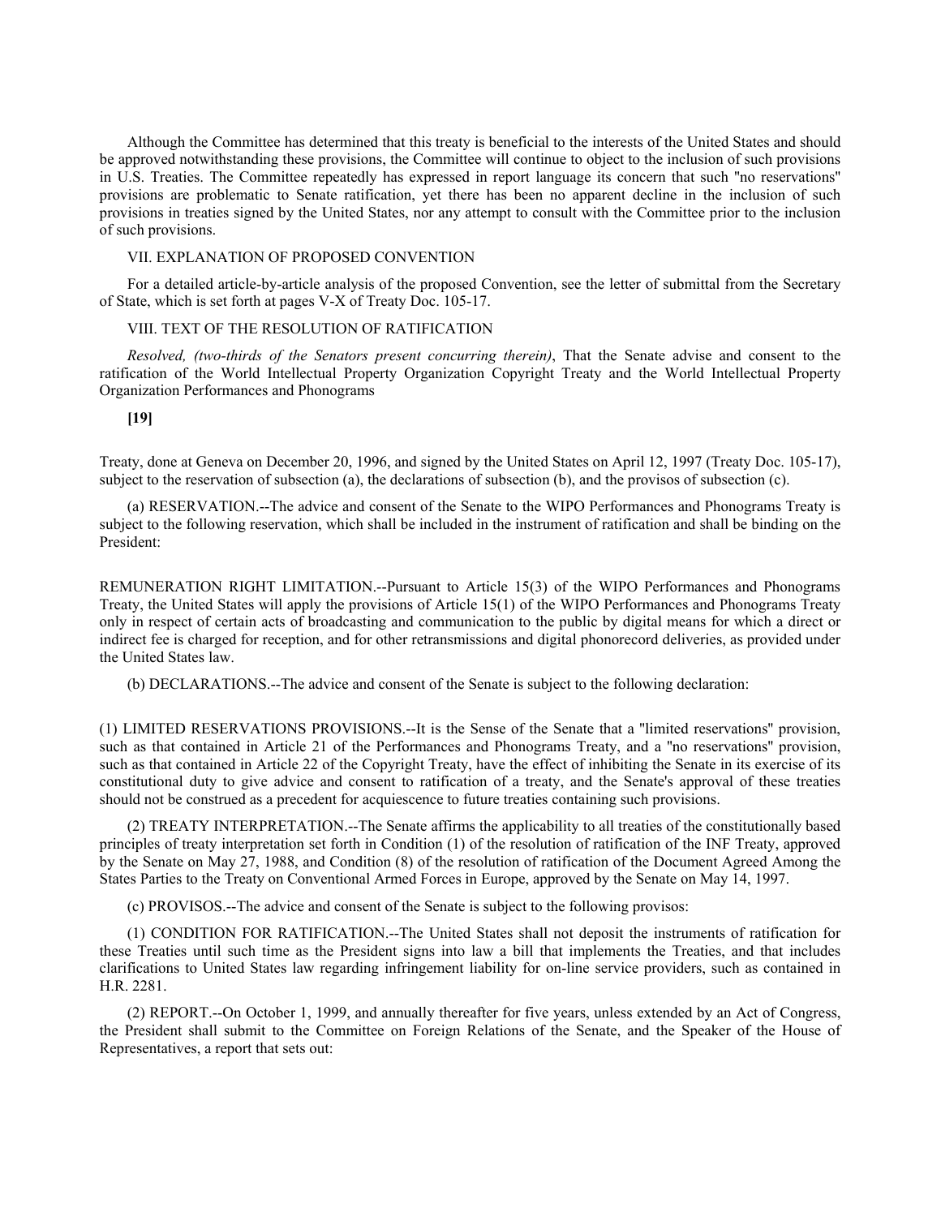Although the Committee has determined that this treaty is beneficial to the interests of the United States and should be approved notwithstanding these provisions, the Committee will continue to object to the inclusion of such provisions in U.S. Treaties. The Committee repeatedly has expressed in report language its concern that such "no reservations" provisions are problematic to Senate ratification, yet there has been no apparent decline in the inclusion of such provisions in treaties signed by the United States, nor any attempt to consult with the Committee prior to the inclusion of such provisions.

VII. EXPLANATION OF PROPOSED CONVENTION

For a detailed article-by-article analysis of the proposed Convention, see the letter of submittal from the Secretary of State, which is set forth at pages V-X of Treaty Doc. 105-17.

VIII. TEXT OF THE RESOLUTION OF RATIFICATION

*Resolved, (two-thirds of the Senators present concurring therein)*, That the Senate advise and consent to the ratification of the World Intellectual Property Organization Copyright Treaty and the World Intellectual Property Organization Performances and Phonograms

**[19]**

Treaty, done at Geneva on December 20, 1996, and signed by the United States on April 12, 1997 (Treaty Doc. 105-17), subject to the reservation of subsection (a), the declarations of subsection (b), and the provisos of subsection (c).

(a) RESERVATION.--The advice and consent of the Senate to the WIPO Performances and Phonograms Treaty is subject to the following reservation, which shall be included in the instrument of ratification and shall be binding on the President:

REMUNERATION RIGHT LIMITATION.--Pursuant to Article 15(3) of the WIPO Performances and Phonograms Treaty, the United States will apply the provisions of Article 15(1) of the WIPO Performances and Phonograms Treaty only in respect of certain acts of broadcasting and communication to the public by digital means for which a direct or indirect fee is charged for reception, and for other retransmissions and digital phonorecord deliveries, as provided under the United States law.

(b) DECLARATIONS.--The advice and consent of the Senate is subject to the following declaration:

(1) LIMITED RESERVATIONS PROVISIONS.--It is the Sense of the Senate that a "limited reservations" provision, such as that contained in Article 21 of the Performances and Phonograms Treaty, and a "no reservations" provision, such as that contained in Article 22 of the Copyright Treaty, have the effect of inhibiting the Senate in its exercise of its constitutional duty to give advice and consent to ratification of a treaty, and the Senate's approval of these treaties should not be construed as a precedent for acquiescence to future treaties containing such provisions.

(2) TREATY INTERPRETATION.--The Senate affirms the applicability to all treaties of the constitutionally based principles of treaty interpretation set forth in Condition (1) of the resolution of ratification of the INF Treaty, approved by the Senate on May 27, 1988, and Condition (8) of the resolution of ratification of the Document Agreed Among the States Parties to the Treaty on Conventional Armed Forces in Europe, approved by the Senate on May 14, 1997.

(c) PROVISOS.--The advice and consent of the Senate is subject to the following provisos:

(1) CONDITION FOR RATIFICATION.--The United States shall not deposit the instruments of ratification for these Treaties until such time as the President signs into law a bill that implements the Treaties, and that includes clarifications to United States law regarding infringement liability for on-line service providers, such as contained in H.R. 2281.

(2) REPORT.--On October 1, 1999, and annually thereafter for five years, unless extended by an Act of Congress, the President shall submit to the Committee on Foreign Relations of the Senate, and the Speaker of the House of Representatives, a report that sets out: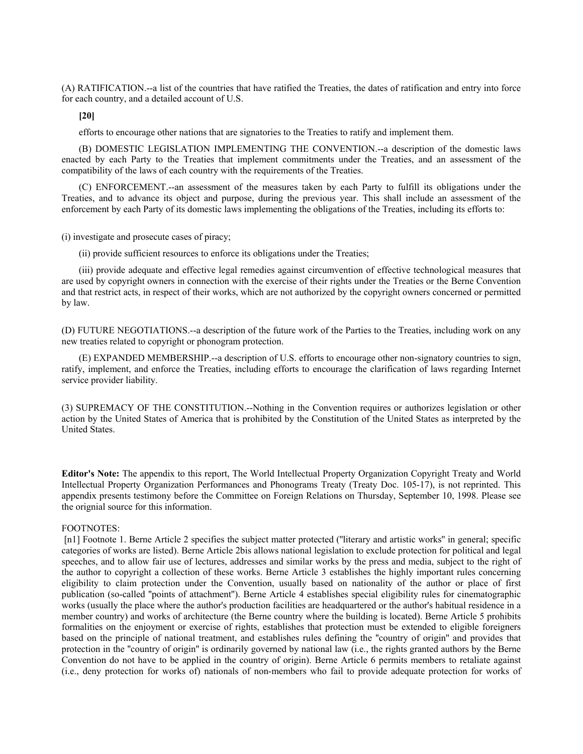(A) RATIFICATION.--a list of the countries that have ratified the Treaties, the dates of ratification and entry into force for each country, and a detailed account of U.S.

**[20]**

efforts to encourage other nations that are signatories to the Treaties to ratify and implement them.

(B) DOMESTIC LEGISLATION IMPLEMENTING THE CONVENTION.--a description of the domestic laws enacted by each Party to the Treaties that implement commitments under the Treaties, and an assessment of the compatibility of the laws of each country with the requirements of the Treaties.

(C) ENFORCEMENT.--an assessment of the measures taken by each Party to fulfill its obligations under the Treaties, and to advance its object and purpose, during the previous year. This shall include an assessment of the enforcement by each Party of its domestic laws implementing the obligations of the Treaties, including its efforts to:

(i) investigate and prosecute cases of piracy;

(ii) provide sufficient resources to enforce its obligations under the Treaties;

(iii) provide adequate and effective legal remedies against circumvention of effective technological measures that are used by copyright owners in connection with the exercise of their rights under the Treaties or the Berne Convention and that restrict acts, in respect of their works, which are not authorized by the copyright owners concerned or permitted by law.

(D) FUTURE NEGOTIATIONS.--a description of the future work of the Parties to the Treaties, including work on any new treaties related to copyright or phonogram protection.

(E) EXPANDED MEMBERSHIP.--a description of U.S. efforts to encourage other non-signatory countries to sign, ratify, implement, and enforce the Treaties, including efforts to encourage the clarification of laws regarding Internet service provider liability.

(3) SUPREMACY OF THE CONSTITUTION.--Nothing in the Convention requires or authorizes legislation or other action by the United States of America that is prohibited by the Constitution of the United States as interpreted by the United States.

**Editor's Note:** The appendix to this report, The World Intellectual Property Organization Copyright Treaty and World Intellectual Property Organization Performances and Phonograms Treaty (Treaty Doc. 105-17), is not reprinted. This appendix presents testimony before the Committee on Foreign Relations on Thursday, September 10, 1998. Please see the orignial source for this information.

FOOTNOTES:

[n1] Footnote 1. Berne Article 2 specifies the subject matter protected ("literary and artistic works" in general; specific categories of works are listed). Berne Article 2bis allows national legislation to exclude protection for political and legal speeches, and to allow fair use of lectures, addresses and similar works by the press and media, subject to the right of the author to copyright a collection of these works. Berne Article 3 establishes the highly important rules concerning eligibility to claim protection under the Convention, usually based on nationality of the author or place of first publication (so-called "points of attachment"). Berne Article 4 establishes special eligibility rules for cinematographic works (usually the place where the author's production facilities are headquartered or the author's habitual residence in a member country) and works of architecture (the Berne country where the building is located). Berne Article 5 prohibits formalities on the enjoyment or exercise of rights, establishes that protection must be extended to eligible foreigners based on the principle of national treatment, and establishes rules defining the "country of origin" and provides that protection in the "country of origin" is ordinarily governed by national law (i.e., the rights granted authors by the Berne Convention do not have to be applied in the country of origin). Berne Article 6 permits members to retaliate against (i.e., deny protection for works of) nationals of non-members who fail to provide adequate protection for works of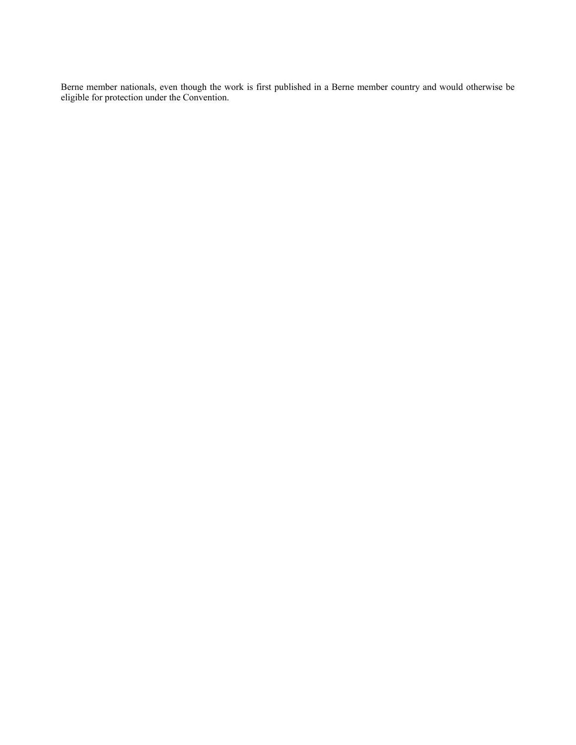Berne member nationals, even though the work is first published in a Berne member country and would otherwise be eligible for protection under the Convention.